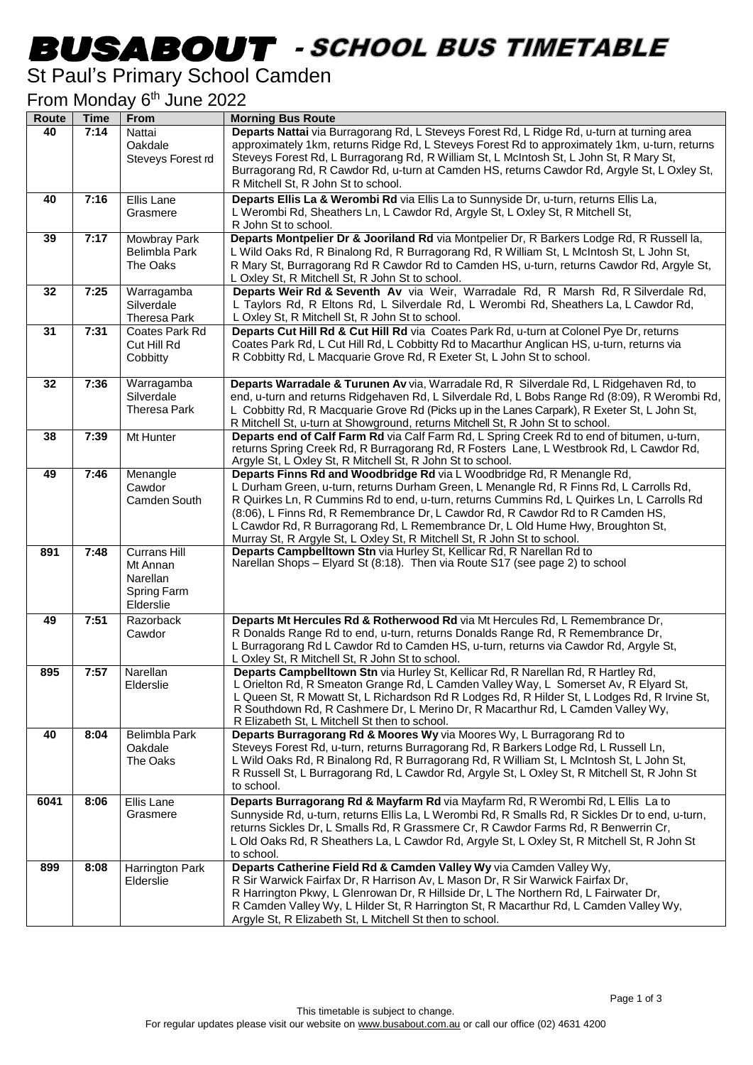# BUSABOUT - SCHOOL BUS TIMETABLE

## St Paul's Primary School Camden

### From Monday 6th June 2022

| Route | Time | From | Morning Bus Route |
| --- | --- | --- | --- |
| 40 | 7:14 | Nattai Oakdale Steveys Forest rd | **Departs Nattai** via Burragorang Rd, L Steveys Forest Rd, L Ridge Rd, u-turn at turning area approximately 1km, returns Ridge Rd, L Steveys Forest Rd to approximately 1km, u-turn, returns Steveys Forest Rd, L Burragorang Rd, R William St, L McIntosh St, L John St, R Mary St, Burragorang Rd, R Cawdor Rd, u-turn at Camden HS, returns Cawdor Rd, Argyle St, L Oxley St, R Mitchell St, R John St to school. |
| 40 | 7:16 | Ellis Lane Grasmere | **Departs Ellis La & Werombi Rd** via Ellis La to Sunnyside Dr, u-turn, returns Ellis La, L Werombi Rd, Sheathers Ln, L Cawdor Rd, Argyle St, L Oxley St, R Mitchell St, R John St to school. |
| 39 | 7:17 | Mowbray Park Belimbla Park The Oaks | **Departs Montpelier Dr & Jooriland Rd** via Montpelier Dr, R Barkers Lodge Rd, R Russell la, L Wild Oaks Rd, R Binalong Rd, R Burragorang Rd, R William St, L McIntosh St, L John St, R Mary St, Burragorang Rd R Cawdor Rd to Camden HS, u-turn, returns Cawdor Rd, Argyle St, L Oxley St, R Mitchell St, R John St to school. |
| 32 | 7:25 | Warragamba Silverdale Theresa Park | **Departs Weir Rd & Seventh Av** via Weir, Warradale Rd, R Marsh Rd, R Silverdale Rd, L Taylors Rd, R Eltons Rd, L Silverdale Rd, L Werombi Rd, Sheathers La, L Cawdor Rd, L Oxley St, R Mitchell St, R John St to school. |
| 31 | 7:31 | Coates Park Rd Cut Hill Rd Cobbitty | **Departs Cut Hill Rd & Cut Hill Rd** via Coates Park Rd, u-turn at Colonel Pye Dr, returns Coates Park Rd, L Cut Hill Rd, L Cobbitty Rd to Macarthur Anglican HS, u-turn, returns via R Cobbitty Rd, L Macquarie Grove Rd, R Exeter St, L John St to school. |
| 32 | 7:36 | Warragamba Silverdale Theresa Park | **Departs Warradale & Turunen Av** via, Warradale Rd, R Silverdale Rd, L Ridgehaven Rd, to end, u-turn, and returns Ridgehaven Rd, L Silverdale Rd, L Bobs Range Rd (8:09), R Werombi Rd, L Cobbitty Rd, R Macquarie Grove Rd (Picks up in the Lanes Carpark), R Exeter St, L John St, R Mitchell St, u-turn at Showground, returns Mitchell St, R John St to school. |
| 38 | 7:39 | Mt Hunter | **Departs end of Calf Farm Rd** via Calf Farm Rd, L Spring Creek Rd to end of bitumen, u-turn, returns Spring Creek Rd, R Burragorang Rd, R Fosters Lane, L Westbrook Rd, L Cawdor Rd, Argyle St, L Oxley St, R Mitchell St, R John St to school. |
| 49 | 7:46 | Menangle Cawdor Camden South | **Departs Finns Rd and Woodbridge Rd** via L Woodbridge Rd, R Menangle Rd, L Durham Green, u-turn, returns Durham Green, L Menangle Rd, R Finns Rd, L Carrolls Rd, R Quirkes Ln, R Cummins Rd to end, u-turn, returns Cummins Rd, L Quirkes Ln, L Carrolls Rd (8:06), L Finns Rd, R Remembrance Dr, L Cawdor Rd, R Cawdor Rd to R Camden HS, L Cawdor Rd, R Burragorang Rd, L Remembrance Dr, L Old Hume Hwy, Broughton St, Murray St, R Argyle St, L Oxley St, R Mitchell St, R John St to school. |
| 891 | 7:48 | Currans Hill Mt Annan Narellan Spring Farm Elderslie | **Departs Campbelltown Stn** via Hurley St, Kellicar Rd, R Narellan Rd to Narellan Shops – Elyard St (8:18). Then via Route S17 (see page 2) to school |
| 49 | 7:51 | Razorback Cawdor | **Departs Mt Hercules Rd & Rotherwood Rd** via Mt Hercules Rd, L Remembrance Dr, R Donalds Range Rd to end, u-turn, returns Donalds Range Rd, R Remembrance Dr, L Burragorang Rd L Cawdor Rd to Camden HS, u-turn, returns via Cawdor Rd, Argyle St, L Oxley St, R Mitchell St, R John St to school. |
| 895 | 7:57 | Narellan Elderslie | **Departs Campbelltown Stn** via Hurley St, Kellicar Rd, R Narellan Rd, R Hartley Rd, L Orielton Rd, R Smeaton Grange Rd, L Camden Valley Way, L Somerset Av, R Elyard St, L Queen St, R Mowatt St, L Richardson Rd R Lodges Rd, R Hilder St, L Lodges Rd, R Irvine St, R Southdown Rd, R Cashmere Dr, L Merino Dr, R Macarthur Rd, L Camden Valley Wy, R Elizabeth St, L Mitchell St then to school. |
| 40 | 8:04 | Belimbla Park Oakdale The Oaks | **Departs Burragorang Rd & Moores Wy** via Moores Wy, L Burragorang Rd to Steveys Forest Rd, u-turn, returns Burragorang Rd, R Barkers Lodge Rd, L Russell Ln, L Wild Oaks Rd, R Binalong Rd, R Burragorang Rd, R William St, L McIntosh St, L John St, R Russell St, L Burragorang Rd, L Cawdor Rd, Argyle St, L Oxley St, R Mitchell St, R John St to school. |
| 6041 | 8:06 | Ellis Lane Grasmere | **Departs Burragorang Rd & Mayfarm Rd** via Mayfarm Rd, R Werombi Rd, L Ellis La to Sunnyside Rd, u-turn, returns Ellis La, L Werombi Rd, R Smalls Rd, R Sickles Dr to end, u-turn, returns Sickles Dr, L Smalls Rd, R Grassmere Cr, R Cawdor Farms Rd, R Benwerrin Cr, L Old Oaks Rd, R Sheathers La, L Cawdor Rd, Argyle St, L Oxley St, R Mitchell St, R John St to school. |
| 899 | 8:08 | Harrington Park Elderslie | **Departs Catherine Field Rd & Camden Valley Wy** via Camden Valley Wy, R Sir Warwick Fairfax Dr, R Harrison Av, L Mason Dr, R Sir Warwick Fairfax Dr, R Harrington Pkwy, L Glenrowan Dr, R Hillside Dr, L The Northern Rd, L Fairwater Dr, R Camden Valley Wy, L Hilder St, R Harrington St, R Macarthur Rd, L Camden Valley Wy, Argyle St, R Elizabeth St, L Mitchell St then to school. |

This timetable is subject to change.
For regular updates please visit our website on www.busabout.com.au or call our office (02) 4631 4200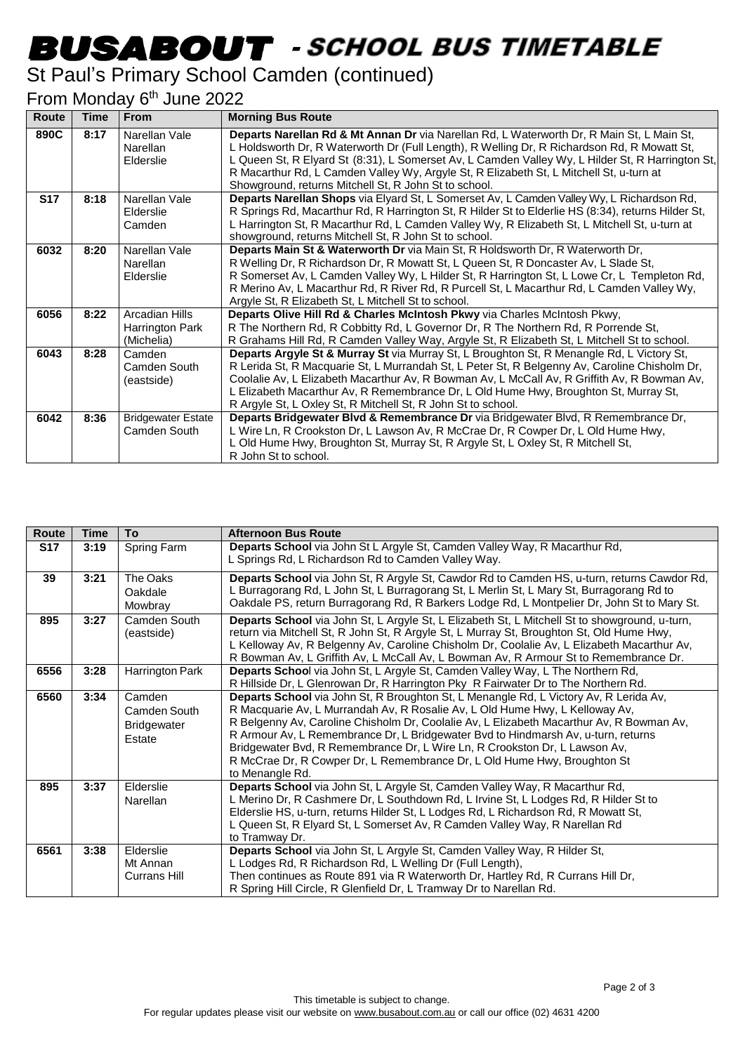# BUSABOUT - SCHOOL BUS TIMETABLE

## St Paul's Primary School Camden (continued)

### From Monday 6th June 2022

| Route | Time | From | Morning Bus Route |
|---|---|---|---|
| 890C | 8:17 | Narellan Vale Narellan Elderslie | **Departs Narellan Rd & Mt Annan Dr** via Narellan Rd, L Waterworth Dr, R Main St, L Main St, L Holdsworth Dr, R Waterworth Dr (Full Length), R Welling Dr, R Richardson Rd, R Mowatt St, L Queen St, R Elyard St (8:31), L Somerset Av, L Camden Valley Wy, L Hilder St, R Harrington St, R Macarthur Rd, L Camden Valley Wy, Argyle St, R Elizabeth St, L Mitchell St, u-turn at Showground, returns Mitchell St, R John St to school. |
| S17 | 8:18 | Narellan Vale Elderslie Camden | **Departs Narellan Shops** via Elyard St, L Somerset Av, L Camden Valley Wy, L Richardson Rd, R Springs Rd, Macarthur Rd, R Harrington St, R Hilder St to Elderlie HS (8:34), returns Hilder St, L Harrington St, R Macarthur Rd, L Camden Valley Wy, R Elizabeth St, L Mitchell St, u-turn at showground, returns Mitchell St, R John St to school. |
| 6032 | 8:20 | Narellan Vale Narellan Elderslie | **Departs Main St & Waterworth Dr** via Main St, R Holdsworth Dr, R Waterworth Dr, R Welling Dr, R Richardson Rd, R Mowatt St, L Queen St, R Doncaster Av, L Slade St, R Somerset Av, L Camden Valley Wy, L Hilder St, R Harrington St, L Lowe Cr, L Templeton Rd, R Merino Av, L Macarthur Rd, R River Rd, R Purcell St, L Macarthur Rd, L Camden Valley Wy, Argyle St, R Elizabeth St, L Mitchell St to school. |
| 6056 | 8:22 | Arcadian Hills Harrington Park (Michelia) | **Departs Olive Hill Rd & Charles McIntosh Pkwy** via Charles McIntosh Pkwy, R The Northern Rd, R Cobbitty Rd, L Governor Dr, R The Northern Rd, R Porrende St, R Grahams Hill Rd, R Camden Valley Way, Argyle St, R Elizabeth St, L Mitchell St to school. |
| 6043 | 8:28 | Camden Camden South (eastside) | **Departs Argyle St & Murray St** via Murray St, L Broughton St, R Menangle Rd, L Victory St, R Lerida St, R Macquarie St, L Murrandah St, L Peter St, R Belgenny Av, Caroline Chisholm Dr, Coolalie Av, L Elizabeth Macarthur Av, R Bowman Av, L McCall Av, R Griffith Av, R Bowman Av, L Elizabeth Macarthur Av, R Remembrance Dr, L Old Hume Hwy, Broughton St, Murray St, R Argyle St, L Oxley St, R Mitchell St, R John St to school. |
| 6042 | 8:36 | Bridgewater Estate Camden South | **Departs Bridgewater Blvd & Remembrance Dr** via Bridgewater Blvd, R Remembrance Dr, L Wire Ln, R Crookston Dr, L Lawson Av, R McCrae Dr, R Cowper Dr, L Old Hume Hwy, L Old Hume Hwy, Broughton St, Murray St, R Argyle St, L Oxley St, R Mitchell St, R John St to school. |

| Route | Time | To | Afternoon Bus Route |
|---|---|---|---|
| S17 | 3:19 | Spring Farm | **Departs School** via John St L Argyle St, Camden Valley Way, R Macarthur Rd, L Springs Rd, L Richardson Rd to Camden Valley Way. |
| 39 | 3:21 | The Oaks Oakdale Mowbray | **Departs School** via John St, R Argyle St, Cawdor Rd to Camden HS, u-turn, returns Cawdor Rd, L Burragorang Rd, L John St, L Burragorang St, L Merlin St, L Mary St, Burragorang Rd to Oakdale PS, return Burragorang Rd, R Barkers Lodge Rd, L Montpelier Dr, John St to Mary St. |
| 895 | 3:27 | Camden South (eastside) | **Departs School** via John St, L Argyle St, L Elizabeth St, L Mitchell St to showground, u-turn, return via Mitchell St, R John St, R Argyle St, L Murray St, Broughton St, Old Hume Hwy, L Kelloway Av, R Belgenny Av, Caroline Chisholm Dr, Coolalie Av, L Elizabeth Macarthur Av, R Bowman Av, L Griffith Av, L McCall Av, L Bowman Av, R Armour St to Remembrance Dr. |
| 6556 | 3:28 | Harrington Park | **Departs School** via John St, L Argyle St, Camden Valley Way, L The Northern Rd, R Hillside Dr, L Glenrowan Dr, R Harrington Pky R Fairwater Dr to The Northern Rd. |
| 6560 | 3:34 | Camden Camden South Bridgewater Estate | **Departs School** via John St, R Broughton St, L Menangle Rd, L Victory Av, R Lerida Av, R Macquarie Av, L Murrandah Av, R Rosalie Av, L Old Hume Hwy, L Kelloway Av, R Belgenny Av, Caroline Chisholm Dr, Coolalie Av, L Elizabeth Macarthur Av, R Bowman Av, R Armour Av, L Remembrance Dr, L Bridgewater Bvd to Hindmarsh Av, u-turn, returns Bridgewater Bvd, R Remembrance Dr, L Wire Ln, R Crookston Dr, L Lawson Av, R McCrae Dr, R Cowper Dr, L Remembrance Dr, L Old Hume Hwy, Broughton St to Menangle Rd. |
| 895 | 3:37 | Elderslie Narellan | **Departs School** via John St, L Argyle St, Camden Valley Way, R Macarthur Rd, L Merino Dr, R Cashmere Dr, L Southdown Rd, L Irvine St, L Lodges Rd, R Hilder St to Elderslie HS, u-turn, returns Hilder St, L Lodges Rd, L Richardson Rd, R Mowatt St, L Queen St, R Elyard St, L Somerset Av, R Camden Valley Way, R Narellan Rd to Tramway Dr. |
| 6561 | 3:38 | Elderslie Mt Annan Currans Hill | **Departs School** via John St, L Argyle St, Camden Valley Way, R Hilder St, L Lodges Rd, R Richardson Rd, L Welling Dr (Full Length), Then continues as Route 891 via R Waterworth Dr, Hartley Rd, R Currans Hill Dr, R Spring Hill Circle, R Glenfield Dr, L Tramway Dr to Narellan Rd. |

This timetable is subject to change.
For regular updates please visit our website on www.busabout.com.au or call our office (02) 4631 4200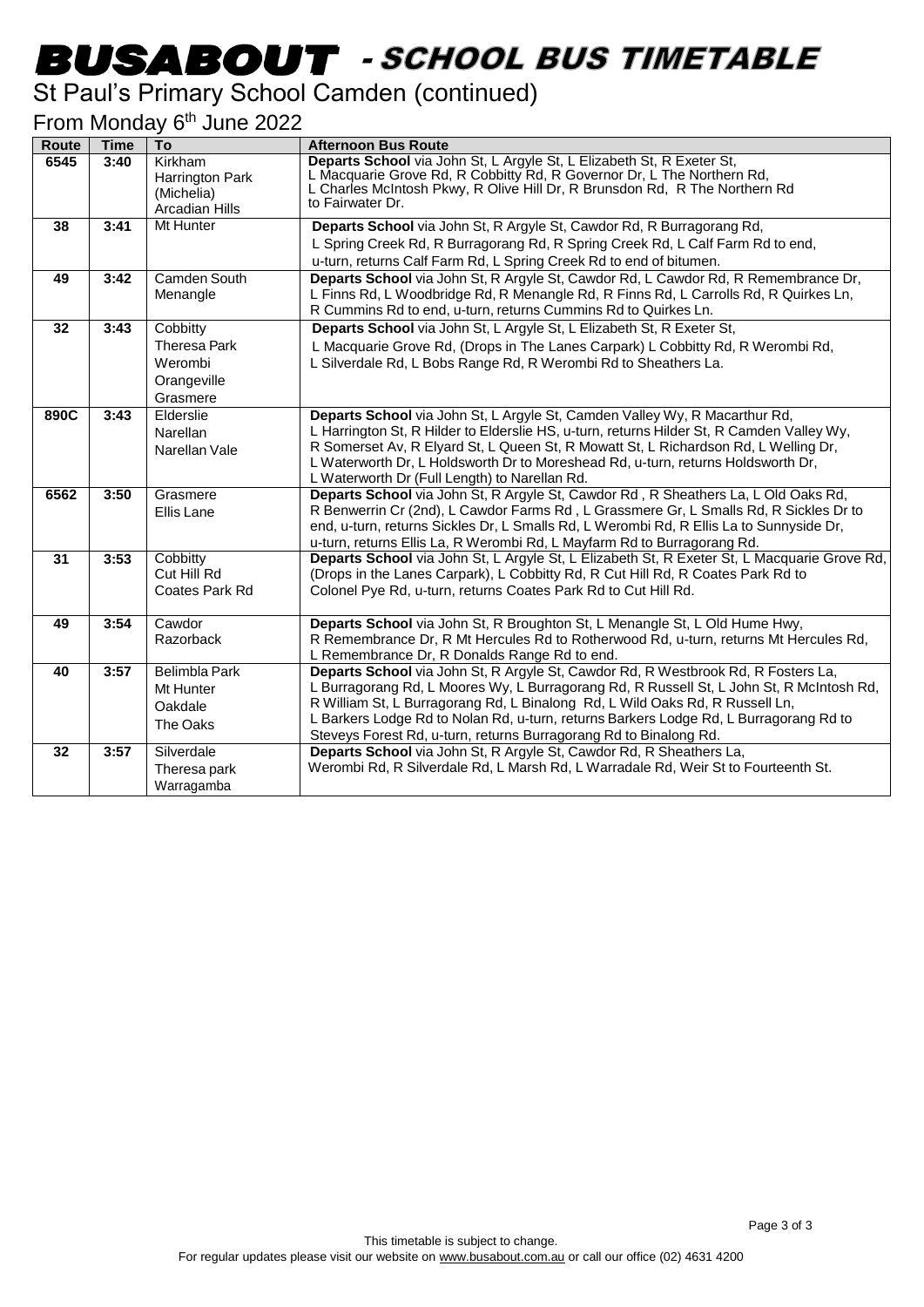# BUSABOUT - SCHOOL BUS TIMETABLE

## St Paul's Primary School Camden (continued)

### From Monday 6th June 2022

| Route | Time | To | Afternoon Bus Route |
|---|---|---|---|
| **6545** | **3:40** | Kirkham Harrington Park (Michelia) Arcadian Hills | **Departs School** via John St, L Argyle St, L Elizabeth St, R Exeter St, L Macquarie Grove Rd, R Cobbitty Rd, R Governor Dr, L The Northern Rd, L Charles McIntosh Pkwy, R Olive Hill Dr, R Brunsdon Rd, R The Northern Rd to Fairwater Dr. |
| **38** | **3:41** | Mt Hunter | **Departs School** via John St, R Argyle St, Cawdor Rd, R Burragorang Rd, L Spring Creek Rd, R Burragorang Rd, R Spring Creek Rd, L Calf Farm Rd to end, u-turn, returns Calf Farm Rd, L Spring Creek Rd to end of bitumen. |
| **49** | **3:42** | Camden South Menangle | **Departs School** via John St, R Argyle St, Cawdor Rd, L Cawdor Rd, R Remembrance Dr, L Finns Rd, L Woodbridge Rd, R Menangle Rd, R Finns Rd, L Carrolls Rd, R Quirkes Ln, R Cummins Rd to end, u-turn, returns Cummins Rd to Quirkes Ln. |
| **32** | **3:43** | Cobbitty Theresa Park Werombi Orangeville Grasmere | **Departs School** via John St, L Argyle St, L Elizabeth St, R Exeter St, L Macquarie Grove Rd, (Drops in The Lanes Carpark) L Cobbitty Rd, R Werombi Rd, L Silverdale Rd, L Bobs Range Rd, R Werombi Rd to Sheathers La. |
| **890C** | **3:43** | Elderslie Narellan Narellan Vale | **Departs School** via John St, L Argyle St, Camden Valley Wy, R Macarthur Rd, L Harrington St, R Hilder to Elderslie HS, u-turn, returns Hilder St, R Camden Valley Wy, R Somerset Av, R Elyard St, L Queen St, R Mowatt St, L Richardson Rd, L Welling Dr, L Waterworth Dr, L Holdsworth Dr to Moreshead Rd, u-turn, returns Holdsworth Dr, L Waterworth Dr (Full Length) to Narellan Rd. |
| **6562** | **3:50** | Grasmere Ellis Lane | **Departs School** via John St, R Argyle St, Cawdor Rd , R Sheathers La, L Old Oaks Rd, R Benwerrin Cr (2nd), L Cawdor Farms Rd , L Grassmere Gr, L Smalls Rd, R Sickles Dr to end, u-turn, returns Sickles Dr, L Smalls Rd, L Werombi Rd, R Ellis La to Sunnyside Dr, u-turn, returns Ellis La, R Werombi Rd, L Mayfarm Rd to Burragorang Rd. |
| **31** | **3:53** | Cobbitty Cut Hill Rd Coates Park Rd | **Departs School** via John St, L Argyle St, L Elizabeth St, R Exeter St, L Macquarie Grove Rd, (Drops in the Lanes Carpark), L Cobbitty Rd, R Cut Hill Rd, R Coates Park Rd to Colonel Pye Rd, u-turn, returns Coates Park Rd to Cut Hill Rd. |
| **49** | **3:54** | Cawdor Razorback | **Departs School** via John St, R Broughton St, L Menangle St, L Old Hume Hwy, R Remembrance Dr, R Mt Hercules Rd to Rotherwood Rd, u-turn, returns Mt Hercules Rd, L Remembrance Dr, R Donalds Range Rd to end. |
| **40** | **3:57** | Belimbla Park Mt Hunter Oakdale The Oaks | **Departs School** via John St, R Argyle St, Cawdor Rd, R Westbrook Rd, R Fosters La, L Burragorang Rd, L Moores Wy, L Burragorang Rd, R Russell St, L John St, R McIntosh Rd, R William St, L Burragorang Rd, L Binalong Rd, L Wild Oaks Rd, R Russell Ln, L Barkers Lodge Rd to Nolan Rd, u-turn, returns Barkers Lodge Rd, L Burragorang Rd to Steveys Forest Rd, u-turn, returns Burragorang Rd to Binalong Rd. |
| **32** | **3:57** | Silverdale Theresa park Warragamba | **Departs School** via John St, R Argyle St, Cawdor Rd, R Sheathers La, Werombi Rd, R Silverdale Rd, L Marsh Rd, L Warradale Rd, Weir St to Fourteenth St. |

This timetable is subject to change.
For regular updates please visit our website on www.busabout.com.au or call our office (02) 4631 4200